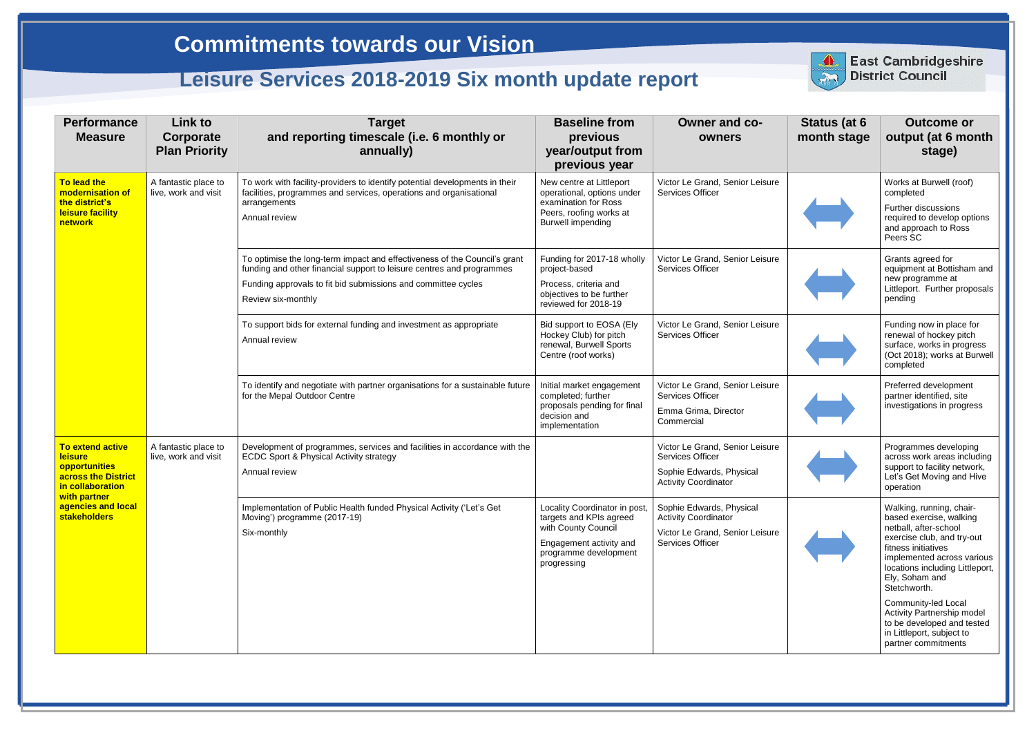# Commitments towards our Vision

## Leisure Services 2018-2019 Six month update report

East Cambridgeshire District Council

| Performance Measure | Link to Corporate Plan Priority | Target and reporting timescale (i.e. 6 monthly or annually) | Baseline from previous year/output from previous year | Owner and co-owners | Status (at 6 month stage) | Outcome or output (at 6 month stage) |
|---|---|---|---|---|---|---|
| **To lead the modernisation of the district's leisure facility network** | A fantastic place to live, work and visit | To work with facility-providers to identify potential developments in their facilities, programmes and services, operations and organisational arrangements<br><br>Annual review | New centre at Littleport operational, options under examination for Ross Peers, roofing works at Burwell impending | Victor Le Grand, Senior Leisure Services Officer | ⟷ | Works at Burwell (roof) completed<br><br>Further discussions required to develop options and approach to Ross Peers SC |
| | | To optimise the long-term impact and effectiveness of the Council's grant funding and other financial support to leisure centres and programmes<br><br>Funding approvals to fit bid submissions and committee cycles<br><br>Review six-monthly | Funding for 2017-18 wholly project-based<br><br>Process, criteria and objectives to be further reviewed for 2018-19 | Victor Le Grand, Senior Leisure Services Officer | ⟷ | Grants agreed for equipment at Bottisham and new programme at Littleport. Further proposals pending |
| | | To support bids for external funding and investment as appropriate<br><br>Annual review | Bid support to EOSA (Ely Hockey Club) for pitch renewal, Burwell Sports Centre (roof works) | Victor Le Grand, Senior Leisure Services Officer | ⟷ | Funding now in place for renewal of hockey pitch surface, works in progress (Oct 2018); works at Burwell completed |
| | | To identify and negotiate with partner organisations for a sustainable future for the Mepal Outdoor Centre | Initial market engagement completed; further proposals pending for final decision and implementation | Victor Le Grand, Senior Leisure Services Officer<br><br>Emma Grima, Director Commercial | ⟷ | Preferred development partner identified, site investigations in progress |
| **To extend active leisure opportunities across the District in collaboration with partner agencies and local stakeholders** | A fantastic place to live, work and visit | Development of programmes, services and facilities in accordance with the ECDC Sport & Physical Activity strategy<br><br>Annual review | | Victor Le Grand, Senior Leisure Services Officer<br><br>Sophie Edwards, Physical Activity Coordinator | ⟷ | Programmes developing across work areas including support to facility network, Let's Get Moving and Hive operation |
| | | Implementation of Public Health funded Physical Activity ('Let's Get Moving') programme (2017-19)<br><br>Six-monthly | Locality Coordinator in post, targets and KPIs agreed with County Council<br><br>Engagement activity and programme development progressing | Sophie Edwards, Physical Activity Coordinator<br><br>Victor Le Grand, Senior Leisure Services Officer | ⟷ | Walking, running, chair-based exercise, walking netball, after-school exercise club, and try-out fitness initiatives implemented across various locations including Littleport, Ely, Soham and Stetchworth.<br><br>Community-led Local Activity Partnership model to be developed and tested in Littleport, subject to partner commitments |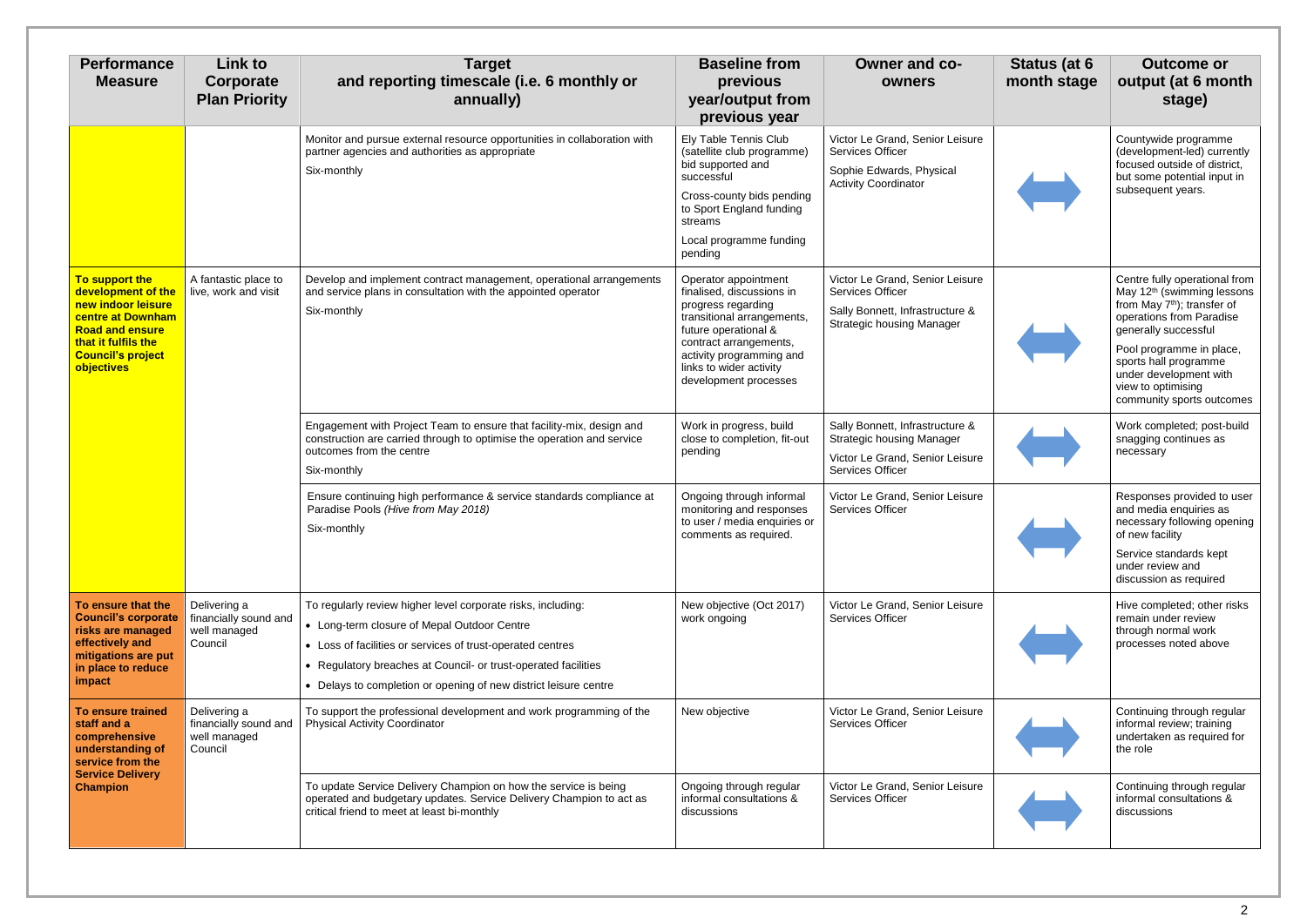| Performance Measure | Link to Corporate Plan Priority | Target and reporting timescale (i.e. 6 monthly or annually) | Baseline from previous year/output from previous year | Owner and co-owners | Status (at 6 month stage | Outcome or output (at 6 month stage) |
|---|---|---|---|---|---|---|
| | | Monitor and pursue external resource opportunities in collaboration with partner agencies and authorities as appropriate<br>Six-monthly | Ely Table Tennis Club (satellite club programme) bid supported and successful<br>Cross-county bids pending to Sport England funding streams<br>Local programme funding pending | Victor Le Grand, Senior Leisure Services Officer<br>Sophie Edwards, Physical Activity Coordinator | ⟷ | Countywide programme (development-led) currently focused outside of district, but some potential input in subsequent years. |
| **To support the development of the new indoor leisure centre at Downham Road and ensure that it fulfils the Council's project objectives** | A fantastic place to live, work and visit | Develop and implement contract management, operational arrangements and service plans in consultation with the appointed operator<br>Six-monthly | Operator appointment finalised, discussions in progress regarding transitional arrangements, future operational & contract arrangements, activity programming and links to wider activity development processes | Victor Le Grand, Senior Leisure Services Officer<br>Sally Bonnett, Infrastructure & Strategic housing Manager | ⟷ | Centre fully operational from May 12th (swimming lessons from May 7th); transfer of operations from Paradise generally successful<br>Pool programme in place, sports hall programme under development with view to optimising community sports outcomes |
| | | Engagement with Project Team to ensure that facility-mix, design and construction are carried through to optimise the operation and service outcomes from the centre<br>Six-monthly | Work in progress, build close to completion, fit-out pending | Sally Bonnett, Infrastructure & Strategic housing Manager<br>Victor Le Grand, Senior Leisure Services Officer | ⟷ | Work completed; post-build snagging continues as necessary |
| | | Ensure continuing high performance & service standards compliance at Paradise Pools *(Hive from May 2018)*<br>Six-monthly | Ongoing through informal monitoring and responses to user / media enquiries or comments as required. | Victor Le Grand, Senior Leisure Services Officer | ⟷ | Responses provided to user and media enquiries as necessary following opening of new facility<br>Service standards kept under review and discussion as required |
| **To ensure that the Council's corporate risks are managed effectively and mitigations are put in place to reduce impact** | Delivering a financially sound and well managed Council | To regularly review higher level corporate risks, including:<br>• Long-term closure of Mepal Outdoor Centre<br>• Loss of facilities or services of trust-operated centres<br>• Regulatory breaches at Council- or trust-operated facilities<br>• Delays to completion or opening of new district leisure centre | New objective (Oct 2017) work ongoing | Victor Le Grand, Senior Leisure Services Officer | ⟷ | Hive completed; other risks remain under review through normal work processes noted above |
| **To ensure trained staff and a comprehensive understanding of service from the Service Delivery Champion** | Delivering a financially sound and well managed Council | To support the professional development and work programming of the Physical Activity Coordinator | New objective | Victor Le Grand, Senior Leisure Services Officer | ⟷ | Continuing through regular informal review; training undertaken as required for the role |
| | | To update Service Delivery Champion on how the service is being operated and budgetary updates. Service Delivery Champion to act as critical friend to meet at least bi-monthly | Ongoing through regular informal consultations & discussions | Victor Le Grand, Senior Leisure Services Officer | ⟷ | Continuing through regular informal consultations & discussions |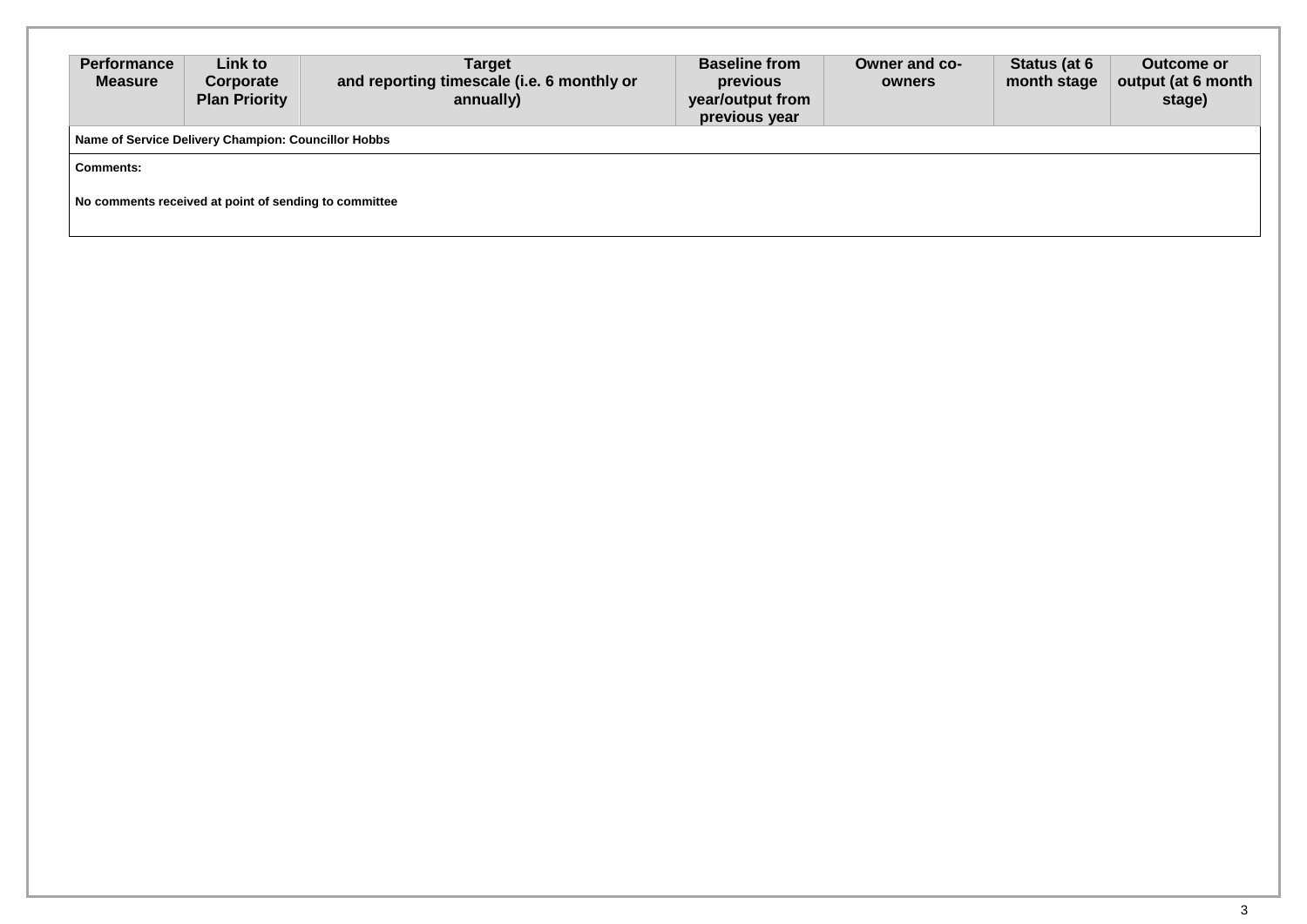| Performance Measure | Link to Corporate Plan Priority | Target and reporting timescale (i.e. 6 monthly or annually) | Baseline from previous year/output from previous year | Owner and co-owners | Status (at 6 month stage | Outcome or output (at 6 month stage) |
|---|---|---|---|---|---|---|
| **Name of Service Delivery Champion: Councillor Hobbs** | | | | | | |
| **Comments:**<br><br>**No comments received at point of sending to committee** | | | | | | |